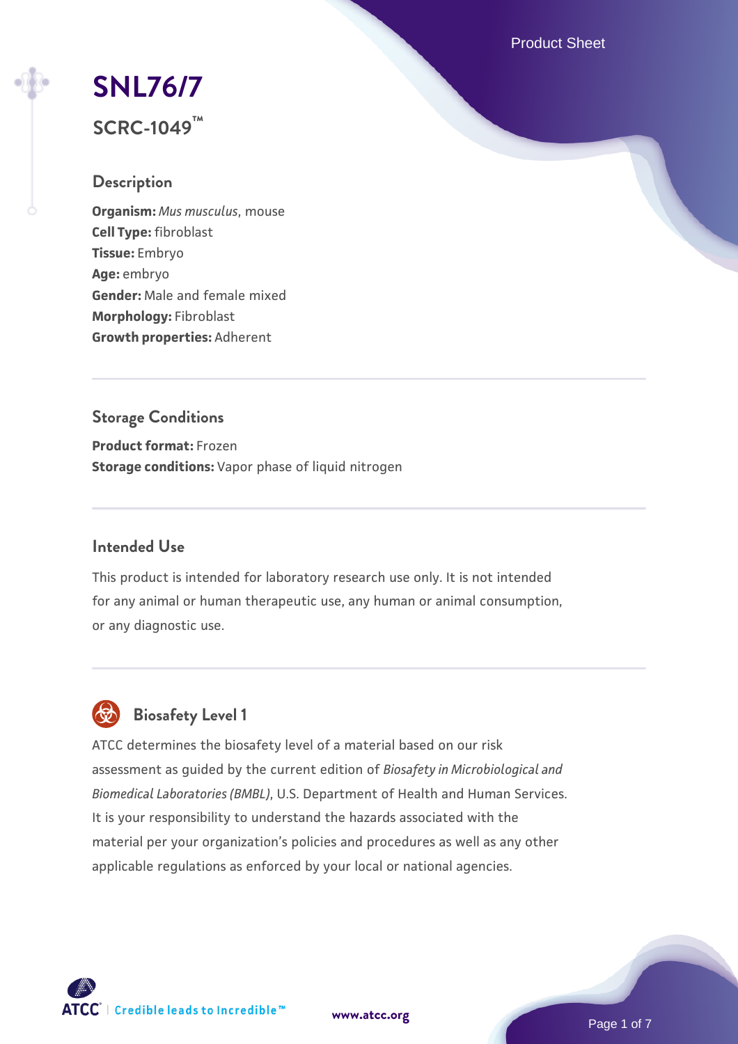# SNL76/7

## SCRC-1049™

### Description

**Organism:** *Mus musculus*, mouse
**Cell Type:** fibroblast
**Tissue:** Embryo
**Age:** embryo
**Gender:** Male and female mixed
**Morphology:** Fibroblast
**Growth properties:** Adherent

### Storage Conditions

**Product format:** Frozen
**Storage conditions:** Vapor phase of liquid nitrogen

### Intended Use

This product is intended for laboratory research use only. It is not intended for any animal or human therapeutic use, any human or animal consumption, or any diagnostic use.

### Biosafety Level 1

ATCC determines the biosafety level of a material based on our risk assessment as guided by the current edition of *Biosafety in Microbiological and Biomedical Laboratories (BMBL)*, U.S. Department of Health and Human Services. It is your responsibility to understand the hazards associated with the material per your organization's policies and procedures as well as any other applicable regulations as enforced by your local or national agencies.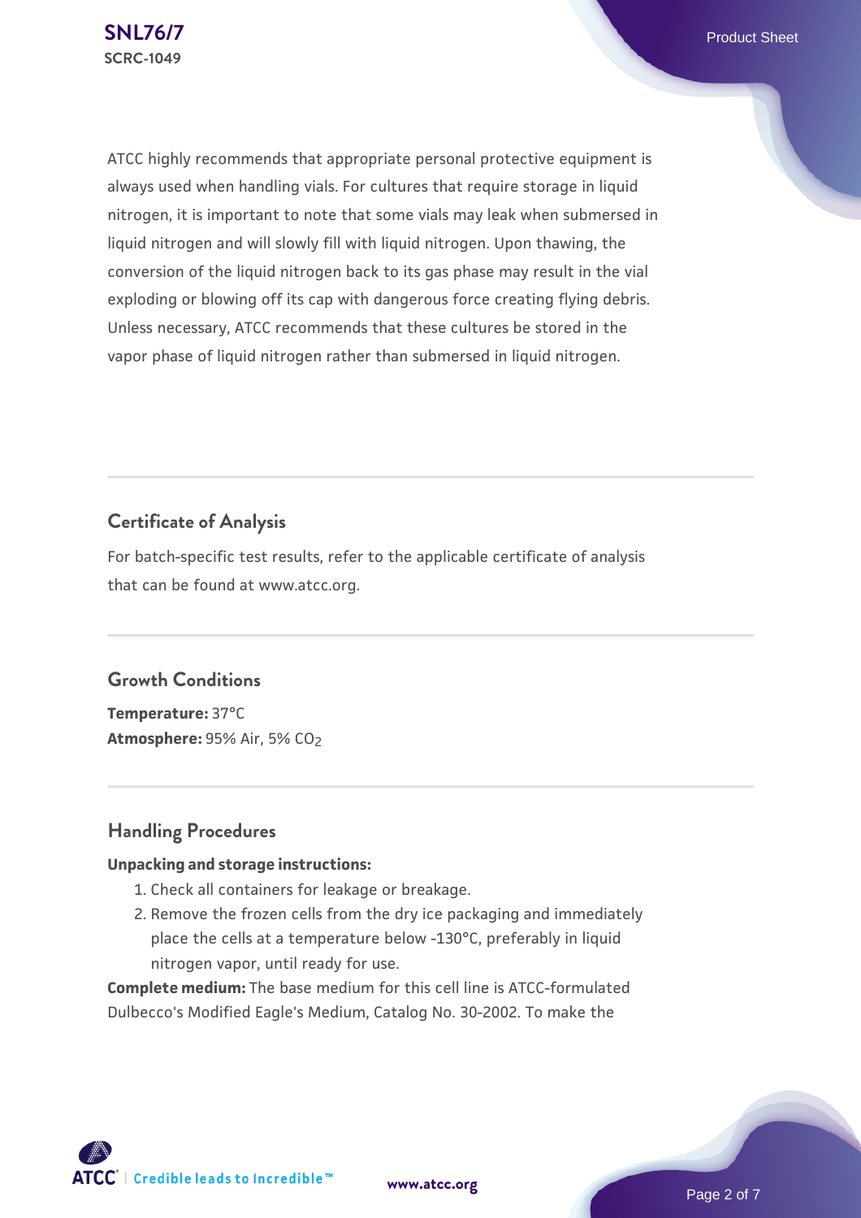ATCC highly recommends that appropriate personal protective equipment is always used when handling vials. For cultures that require storage in liquid nitrogen, it is important to note that some vials may leak when submersed in liquid nitrogen and will slowly fill with liquid nitrogen. Upon thawing, the conversion of the liquid nitrogen back to its gas phase may result in the vial exploding or blowing off its cap with dangerous force creating flying debris. Unless necessary, ATCC recommends that these cultures be stored in the vapor phase of liquid nitrogen rather than submersed in liquid nitrogen.

## Certificate of Analysis

For batch-specific test results, refer to the applicable certificate of analysis that can be found at www.atcc.org.

## Growth Conditions

**Temperature:** 37°C
**Atmosphere:** 95% Air, 5% $CO_2$

## Handling Procedures

**Unpacking and storage instructions:**

1. Check all containers for leakage or breakage.
2. Remove the frozen cells from the dry ice packaging and immediately place the cells at a temperature below -130°C, preferably in liquid nitrogen vapor, until ready for use.

**Complete medium:** The base medium for this cell line is ATCC-formulated Dulbecco's Modified Eagle's Medium, Catalog No. 30-2002. To make the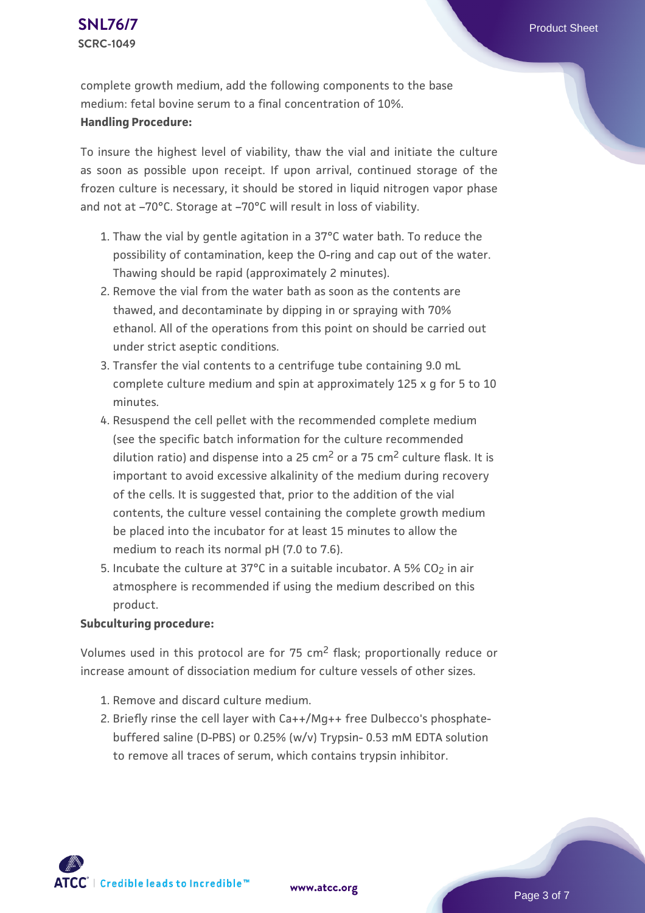complete growth medium, add the following components to the base medium: fetal bovine serum to a final concentration of 10%.

**Handling Procedure:**

To insure the highest level of viability, thaw the vial and initiate the culture as soon as possible upon receipt. If upon arrival, continued storage of the frozen culture is necessary, it should be stored in liquid nitrogen vapor phase and not at –70°C. Storage at –70°C will result in loss of viability.

1. Thaw the vial by gentle agitation in a 37°C water bath. To reduce the possibility of contamination, keep the O-ring and cap out of the water. Thawing should be rapid (approximately 2 minutes).
2. Remove the vial from the water bath as soon as the contents are thawed, and decontaminate by dipping in or spraying with 70% ethanol. All of the operations from this point on should be carried out under strict aseptic conditions.
3. Transfer the vial contents to a centrifuge tube containing 9.0 mL complete culture medium and spin at approximately 125 x g for 5 to 10 minutes.
4. Resuspend the cell pellet with the recommended complete medium (see the specific batch information for the culture recommended dilution ratio) and dispense into a 25 $cm^2$ or a 75 $cm^2$ culture flask. It is important to avoid excessive alkalinity of the medium during recovery of the cells. It is suggested that, prior to the addition of the vial contents, the culture vessel containing the complete growth medium be placed into the incubator for at least 15 minutes to allow the medium to reach its normal pH (7.0 to 7.6).
5. Incubate the culture at 37°C in a suitable incubator. A 5% $CO_2$ in air atmosphere is recommended if using the medium described on this product.

**Subculturing procedure:**

Volumes used in this protocol are for 75 $cm^2$ flask; proportionally reduce or increase amount of dissociation medium for culture vessels of other sizes.

1. Remove and discard culture medium.
2. Briefly rinse the cell layer with Ca++/Mg++ free Dulbecco's phosphate-buffered saline (D-PBS) or 0.25% (w/v) Trypsin- 0.53 mM EDTA solution to remove all traces of serum, which contains trypsin inhibitor.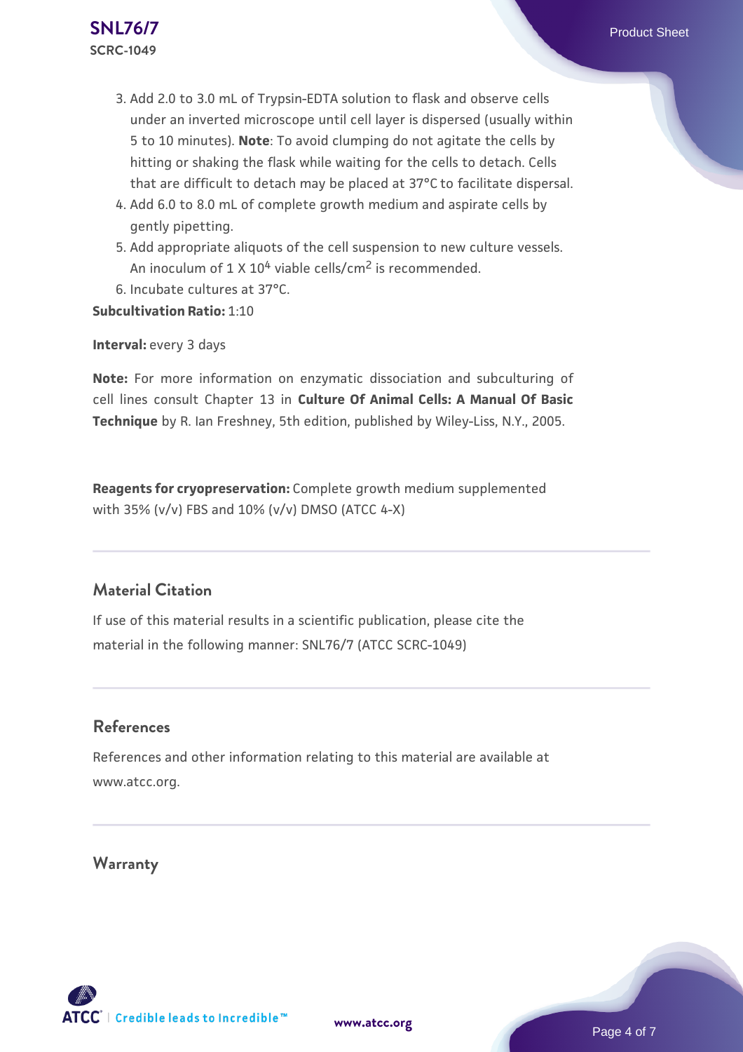3. Add 2.0 to 3.0 mL of Trypsin-EDTA solution to flask and observe cells under an inverted microscope until cell layer is dispersed (usually within 5 to 10 minutes). **Note**: To avoid clumping do not agitate the cells by hitting or shaking the flask while waiting for the cells to detach. Cells that are difficult to detach may be placed at 37°C to facilitate dispersal.
4. Add 6.0 to 8.0 mL of complete growth medium and aspirate cells by gently pipetting.
5. Add appropriate aliquots of the cell suspension to new culture vessels. An inoculum of 1 X $10^4$ viable cells/$cm^2$ is recommended.
6. Incubate cultures at 37°C.

**Subcultivation Ratio:** 1:10

**Interval:** every 3 days

**Note:** For more information on enzymatic dissociation and subculturing of cell lines consult Chapter 13 in **Culture Of Animal Cells: A Manual Of Basic Technique** by R. Ian Freshney, 5th edition, published by Wiley-Liss, N.Y., 2005.

**Reagents for cryopreservation:** Complete growth medium supplemented with 35% (v/v) FBS and 10% (v/v) DMSO (ATCC 4-X)

## Material Citation

If use of this material results in a scientific publication, please cite the material in the following manner: SNL76/7 (ATCC SCRC-1049)

## References

References and other information relating to this material are available at www.atcc.org.

## Warranty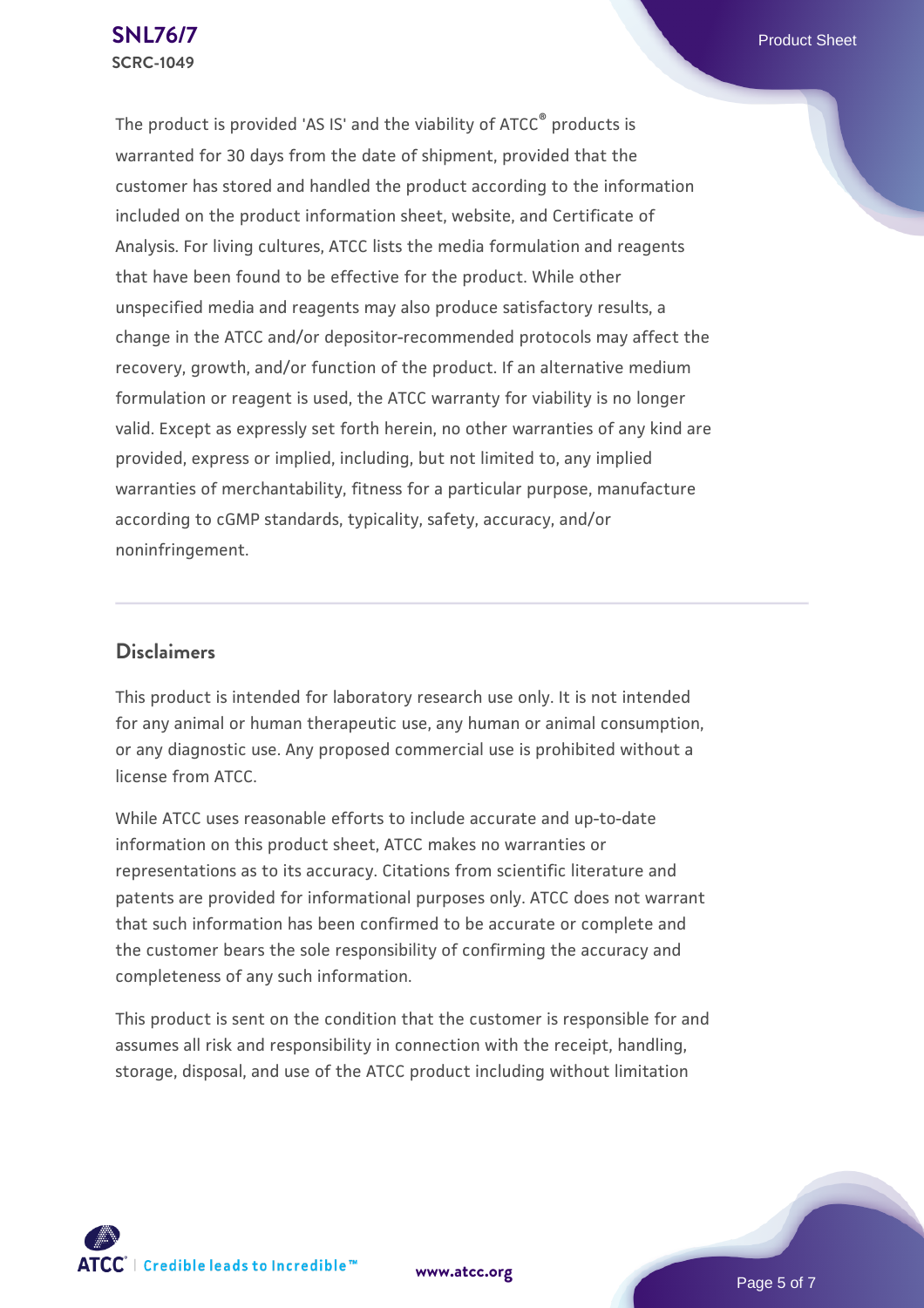The product is provided 'AS IS' and the viability of ATCC® products is warranted for 30 days from the date of shipment, provided that the customer has stored and handled the product according to the information included on the product information sheet, website, and Certificate of Analysis. For living cultures, ATCC lists the media formulation and reagents that have been found to be effective for the product. While other unspecified media and reagents may also produce satisfactory results, a change in the ATCC and/or depositor-recommended protocols may affect the recovery, growth, and/or function of the product. If an alternative medium formulation or reagent is used, the ATCC warranty for viability is no longer valid. Except as expressly set forth herein, no other warranties of any kind are provided, express or implied, including, but not limited to, any implied warranties of merchantability, fitness for a particular purpose, manufacture according to cGMP standards, typicality, safety, accuracy, and/or noninfringement.

## Disclaimers

This product is intended for laboratory research use only. It is not intended for any animal or human therapeutic use, any human or animal consumption, or any diagnostic use. Any proposed commercial use is prohibited without a license from ATCC.

While ATCC uses reasonable efforts to include accurate and up-to-date information on this product sheet, ATCC makes no warranties or representations as to its accuracy. Citations from scientific literature and patents are provided for informational purposes only. ATCC does not warrant that such information has been confirmed to be accurate or complete and the customer bears the sole responsibility of confirming the accuracy and completeness of any such information.

This product is sent on the condition that the customer is responsible for and assumes all risk and responsibility in connection with the receipt, handling, storage, disposal, and use of the ATCC product including without limitation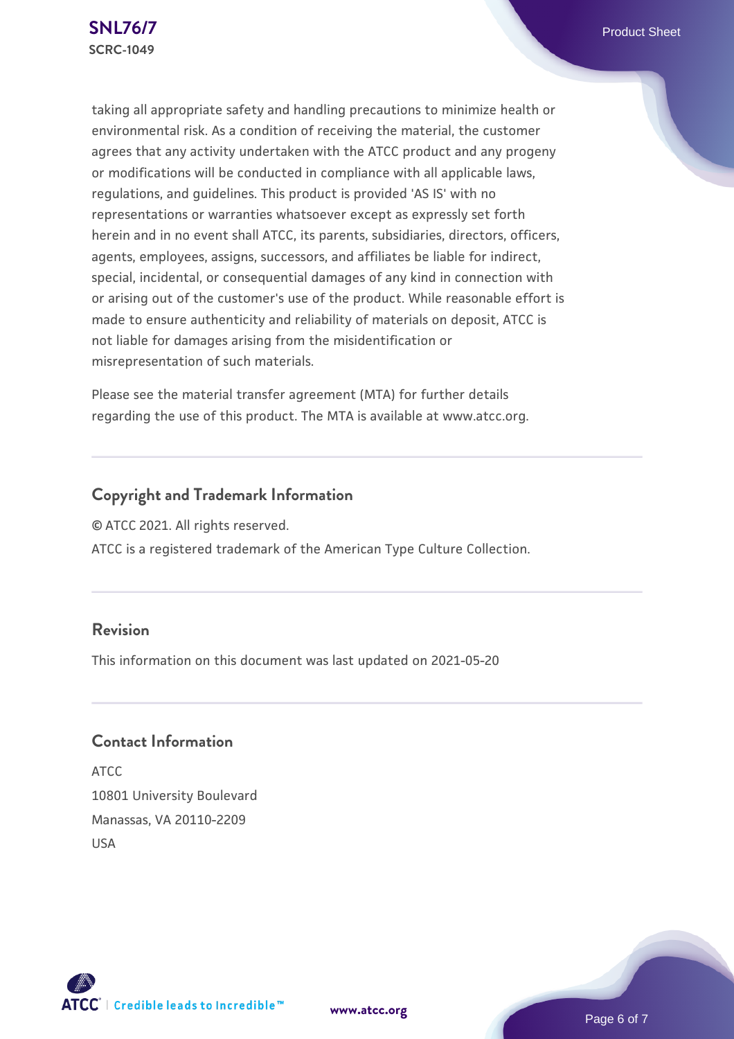taking all appropriate safety and handling precautions to minimize health or environmental risk. As a condition of receiving the material, the customer agrees that any activity undertaken with the ATCC product and any progeny or modifications will be conducted in compliance with all applicable laws, regulations, and guidelines. This product is provided 'AS IS' with no representations or warranties whatsoever except as expressly set forth herein and in no event shall ATCC, its parents, subsidiaries, directors, officers, agents, employees, assigns, successors, and affiliates be liable for indirect, special, incidental, or consequential damages of any kind in connection with or arising out of the customer's use of the product. While reasonable effort is made to ensure authenticity and reliability of materials on deposit, ATCC is not liable for damages arising from the misidentification or misrepresentation of such materials.

Please see the material transfer agreement (MTA) for further details regarding the use of this product. The MTA is available at www.atcc.org.

## Copyright and Trademark Information

© ATCC 2021. All rights reserved.

ATCC is a registered trademark of the American Type Culture Collection.

## Revision

This information on this document was last updated on 2021-05-20

## Contact Information

ATCC
10801 University Boulevard
Manassas, VA 20110-2209
USA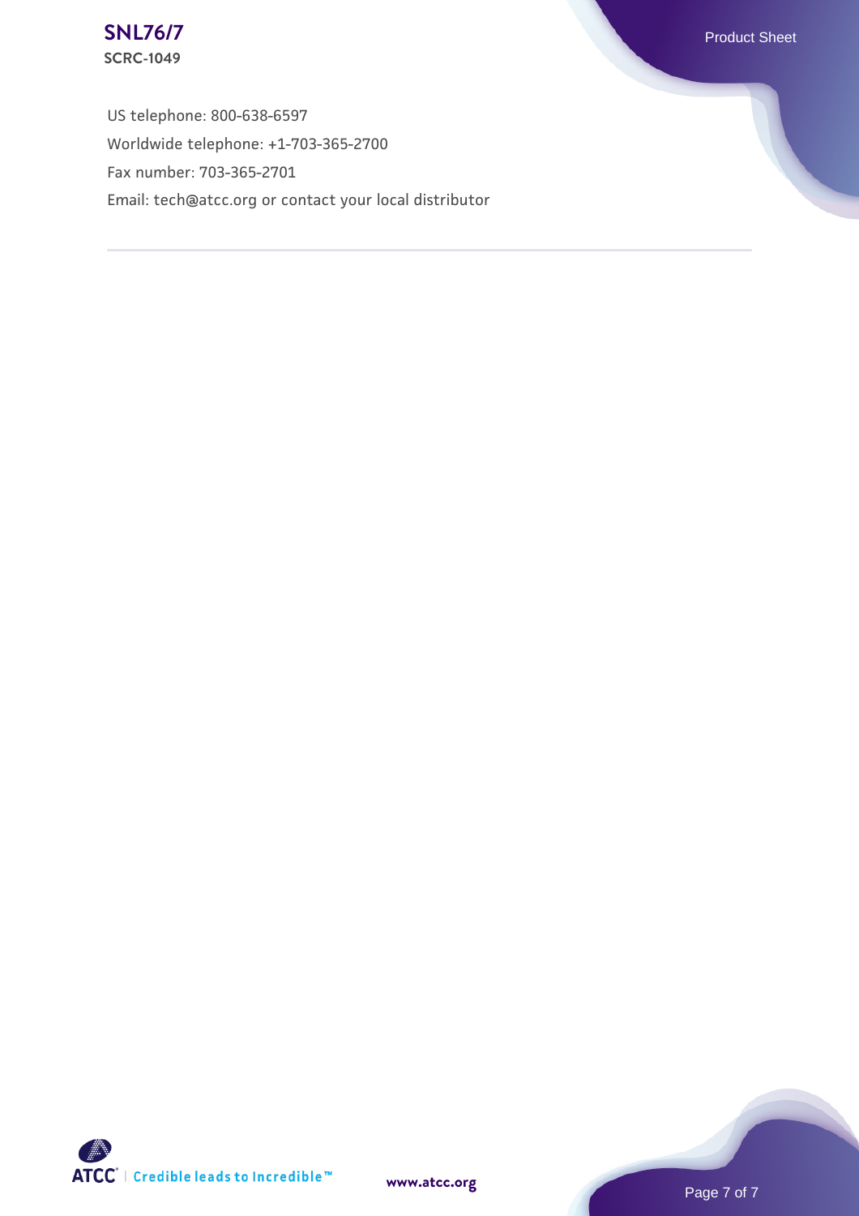US telephone: 800-638-6597

Worldwide telephone: +1-703-365-2700

Fax number: 703-365-2701

Email: tech@atcc.org or contact your local distributor